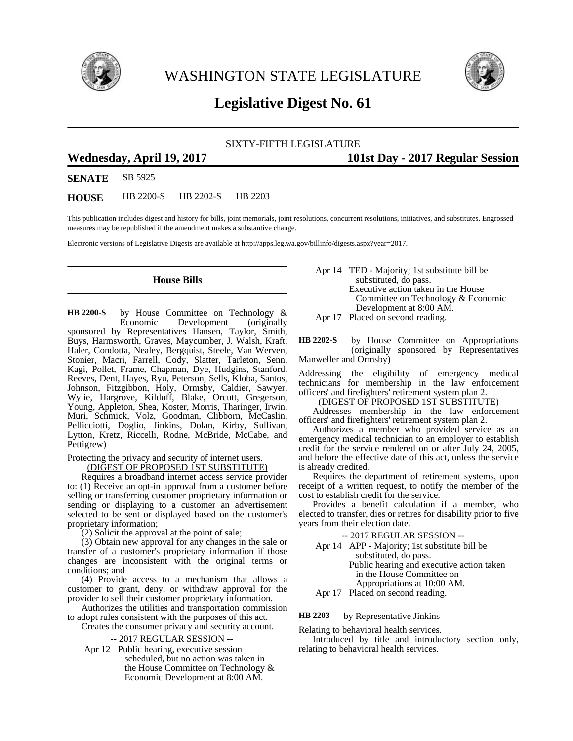# WASHINGTON STATE LEGISLATURE

## Legislative Digest No. 61

SIXTY-FIFTH LEGISLATURE

**Wednesday, April 19, 2017** **101st Day - 2017 Regular Session**

**SENATE** SB 5925

**HOUSE** HB 2200-S HB 2202-S HB 2203

This publication includes digest and history for bills, joint memorials, joint resolutions, concurrent resolutions, initiatives, and substitutes. Engrossed measures may be republished if the amendment makes a substantive change.

Electronic versions of Legislative Digests are available at http://apps.leg.wa.gov/billinfo/digests.aspx?year=2017.

### House Bills

**HB 2200-S** by House Committee on Technology & Economic Development (originally sponsored by Representatives Hansen, Taylor, Smith, Buys, Harmsworth, Graves, Maycumber, J. Walsh, Kraft, Haler, Condotta, Nealey, Bergquist, Steele, Van Werven, Stonier, Macri, Farrell, Cody, Slatter, Tarleton, Senn, Kagi, Pollet, Frame, Chapman, Dye, Hudgins, Stanford, Reeves, Dent, Hayes, Ryu, Peterson, Sells, Kloba, Santos, Johnson, Fitzgibbon, Holy, Ormsby, Caldier, Sawyer, Wylie, Hargrove, Kilduff, Blake, Orcutt, Gregerson, Young, Appleton, Shea, Koster, Morris, Tharinger, Irwin, Muri, Schmick, Volz, Goodman, Clibborn, McCaslin, Pellicciotti, Doglio, Jinkins, Dolan, Kirby, Sullivan, Lytton, Kretz, Riccelli, Rodne, McBride, McCabe, and Pettigrew)

Protecting the privacy and security of internet users.

(DIGEST OF PROPOSED 1ST SUBSTITUTE)

Requires a broadband internet access service provider to: (1) Receive an opt-in approval from a customer before selling or transferring customer proprietary information or sending or displaying to a customer an advertisement selected to be sent or displayed based on the customer's proprietary information;

(2) Solicit the approval at the point of sale;

(3) Obtain new approval for any changes in the sale or transfer of a customer's proprietary information if those changes are inconsistent with the original terms or conditions; and

(4) Provide access to a mechanism that allows a customer to grant, deny, or withdraw approval for the provider to sell their customer proprietary information.

Authorizes the utilities and transportation commission to adopt rules consistent with the purposes of this act.

Creates the consumer privacy and security account.

-- 2017 REGULAR SESSION --

Apr 12 Public hearing, executive session scheduled, but no action was taken in the House Committee on Technology & Economic Development at 8:00 AM.

Apr 14 TED - Majority; 1st substitute bill be substituted, do pass.
Executive action taken in the House Committee on Technology & Economic Development at 8:00 AM.

Apr 17 Placed on second reading.

**HB 2202-S** by House Committee on Appropriations (originally sponsored by Representatives Manweller and Ormsby)

Addressing the eligibility of emergency medical technicians for membership in the law enforcement officers' and firefighters' retirement system plan 2.

(DIGEST OF PROPOSED 1ST SUBSTITUTE)

Addresses membership in the law enforcement officers' and firefighters' retirement system plan 2.

Authorizes a member who provided service as an emergency medical technician to an employer to establish credit for the service rendered on or after July 24, 2005, and before the effective date of this act, unless the service is already credited.

Requires the department of retirement systems, upon receipt of a written request, to notify the member of the cost to establish credit for the service.

Provides a benefit calculation if a member, who elected to transfer, dies or retires for disability prior to five years from their election date.

-- 2017 REGULAR SESSION --

Apr 14 APP - Majority; 1st substitute bill be substituted, do pass.
Public hearing and executive action taken in the House Committee on Appropriations at 10:00 AM.

Apr 17 Placed on second reading.

**HB 2203** by Representative Jinkins

Relating to behavioral health services.

Introduced by title and introductory section only, relating to behavioral health services.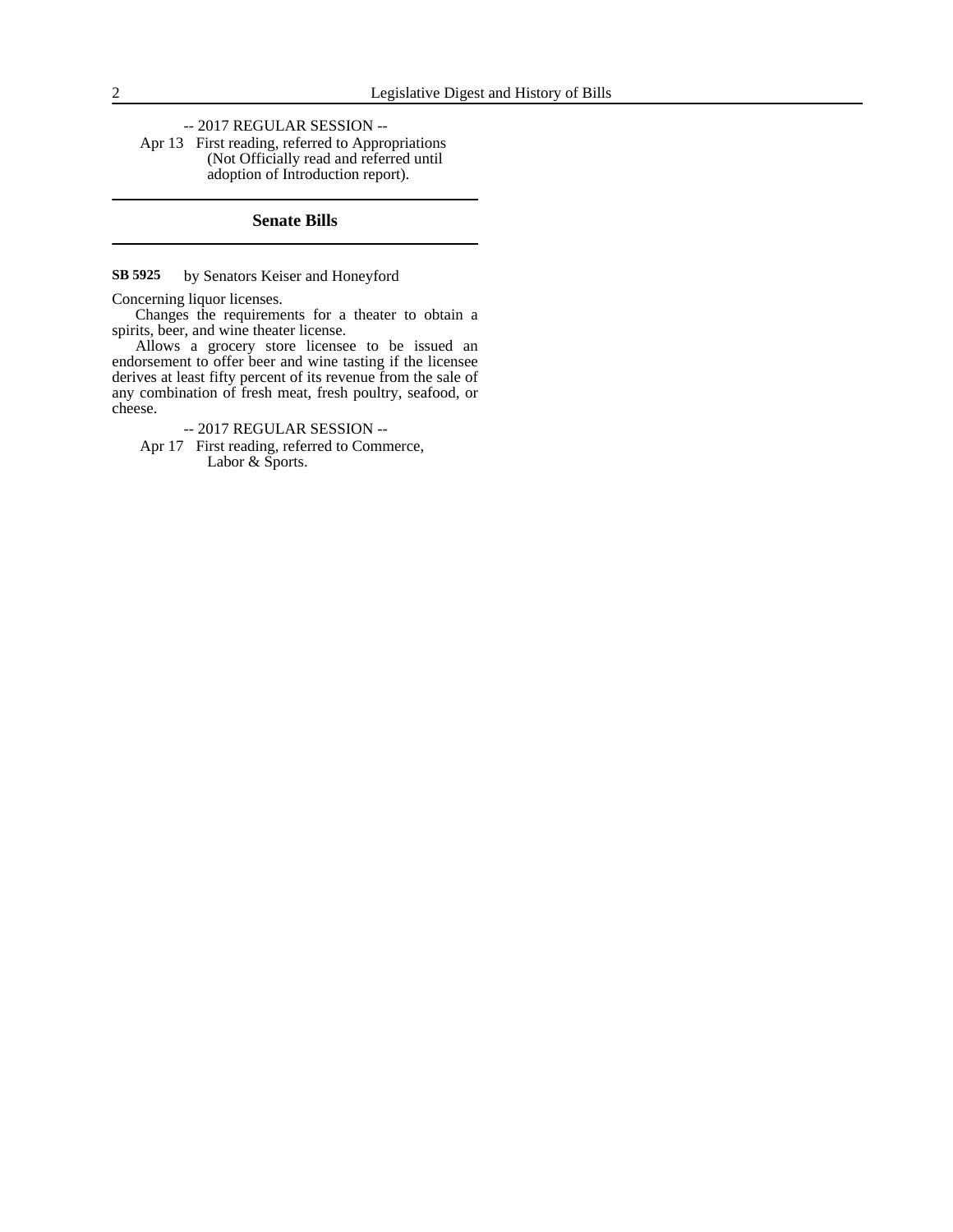-- 2017 REGULAR SESSION --

Apr 13 First reading, referred to Appropriations (Not Officially read and referred until adoption of Introduction report).

## Senate Bills

**SB 5925** by Senators Keiser and Honeyford

Concerning liquor licenses.

Changes the requirements for a theater to obtain a spirits, beer, and wine theater license.

Allows a grocery store licensee to be issued an endorsement to offer beer and wine tasting if the licensee derives at least fifty percent of its revenue from the sale of any combination of fresh meat, fresh poultry, seafood, or cheese.

-- 2017 REGULAR SESSION --

Apr 17 First reading, referred to Commerce, Labor & Sports.